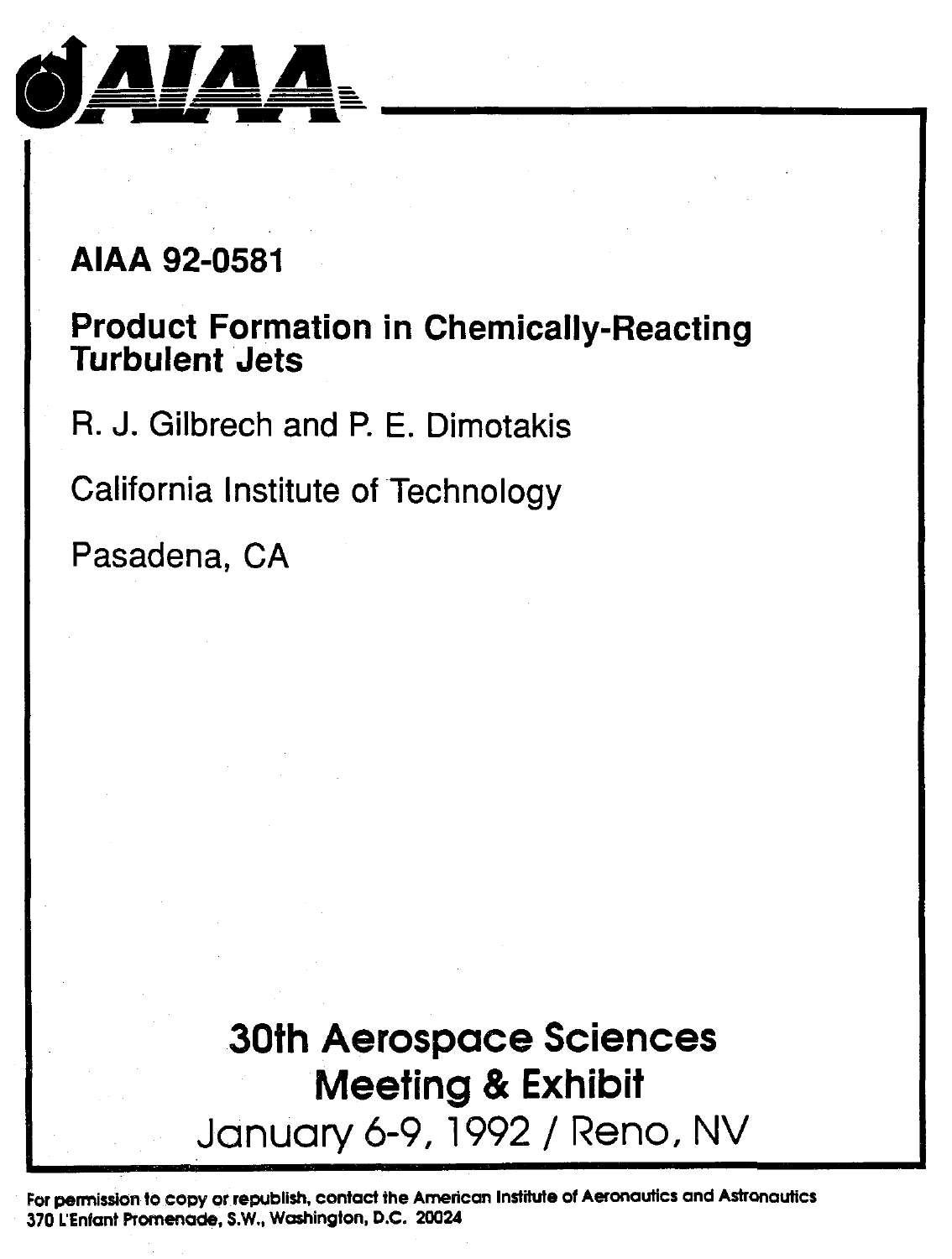AIAA

# AIAA 92-0581

## Product Formation in Chemically-Reacting Turbulent Jets

R. J. Gilbrech and P. E. Dimotakis

California Institute of Technology

Pasadena, CA

## 30th Aerospace Sciences Meeting & Exhibit

January 6-9, 1992 / Reno, NV

For permission to copy or republish, contact the American Institute of Aeronautics and Astronautics
370 L'Enfant Promenade, S.W., Washington, D.C. 20024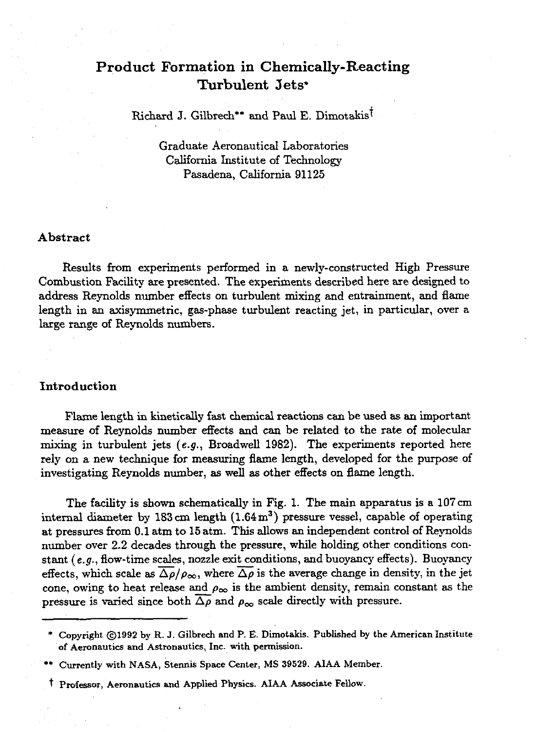# Product Formation in Chemically-Reacting Turbulent Jets*

Richard J. Gilbrech** and Paul E. Dimotakis†

Graduate Aeronautical Laboratories
California Institute of Technology
Pasadena, California 91125

## Abstract

Results from experiments performed in a newly-constructed High Pressure Combustion Facility are presented. The experiments described here are designed to address Reynolds number effects on turbulent mixing and entrainment, and flame length in an axisymmetric, gas-phase turbulent reacting jet, in particular, over a large range of Reynolds numbers.

## Introduction

Flame length in kinetically fast chemical reactions can be used as an important measure of Reynolds number effects and can be related to the rate of molecular mixing in turbulent jets (*e.g.*, Broadwell 1982). The experiments reported here rely on a new technique for measuring flame length, developed for the purpose of investigating Reynolds number, as well as other effects on flame length.

The facility is shown schematically in Fig. 1. The main apparatus is a 107 cm internal diameter by 183 cm length ($1.64\,m^3$) pressure vessel, capable of operating at pressures from 0.1 atm to 15 atm. This allows an independent control of Reynolds number over 2.2 decades through the pressure, while holding other conditions constant (*e.g.*, flow-time scales, nozzle exit conditions, and buoyancy effects). Buoyancy effects, which scale as $\overline{\Delta\rho}/\rho_{\infty}$, where $\overline{\Delta\rho}$ is the average change in density, in the jet cone, owing to heat release and $\rho_{\infty}$ is the ambient density, remain constant as the pressure is varied since both $\overline{\Delta\rho}$ and $\rho_{\infty}$ scale directly with pressure.

---

\* Copyright ©1992 by R. J. Gilbrech and P. E. Dimotakis. Published by the American Institute of Aeronautics and Astronautics, Inc. with permission.

\*\* Currently with NASA, Stennis Space Center, MS 39529. AIAA Member.

† Professor, Aeronautics and Applied Physics. AIAA Associate Fellow.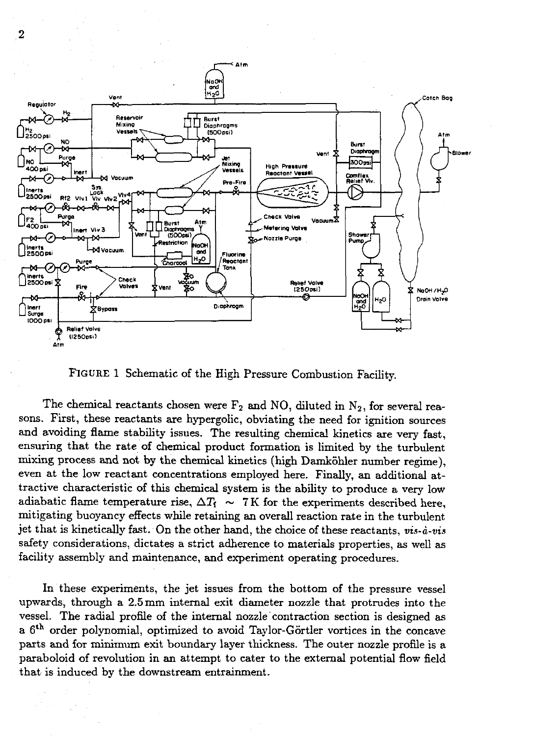FIGURE 1 Schematic of the High Pressure Combustion Facility.

The chemical reactants chosen were $F_2$ and NO, diluted in $N_2$, for several reasons. First, these reactants are hypergolic, obviating the need for ignition sources and avoiding flame stability issues. The resulting chemical kinetics are very fast, ensuring that the rate of chemical product formation is limited by the turbulent mixing process and not by the chemical kinetics (high Damköhler number regime), even at the low reactant concentrations employed here. Finally, an additional attractive characteristic of this chemical system is the ability to produce a very low adiabatic flame temperature rise, $\Delta T_f \sim 7\,\mathrm{K}$ for the experiments described here, mitigating buoyancy effects while retaining an overall reaction rate in the turbulent jet that is kinetically fast. On the other hand, the choice of these reactants, *vis-à-vis* safety considerations, dictates a strict adherence to materials properties, as well as facility assembly and maintenance, and experiment operating procedures.

In these experiments, the jet issues from the bottom of the pressure vessel upwards, through a 2.5 mm internal exit diameter nozzle that protrudes into the vessel. The radial profile of the internal nozzle contraction section is designed as a $6^{\text{th}}$ order polynomial, optimized to avoid Taylor-Görtler vortices in the concave parts and for minimum exit boundary layer thickness. The outer nozzle profile is a paraboloid of revolution in an attempt to cater to the external potential flow field that is induced by the downstream entrainment.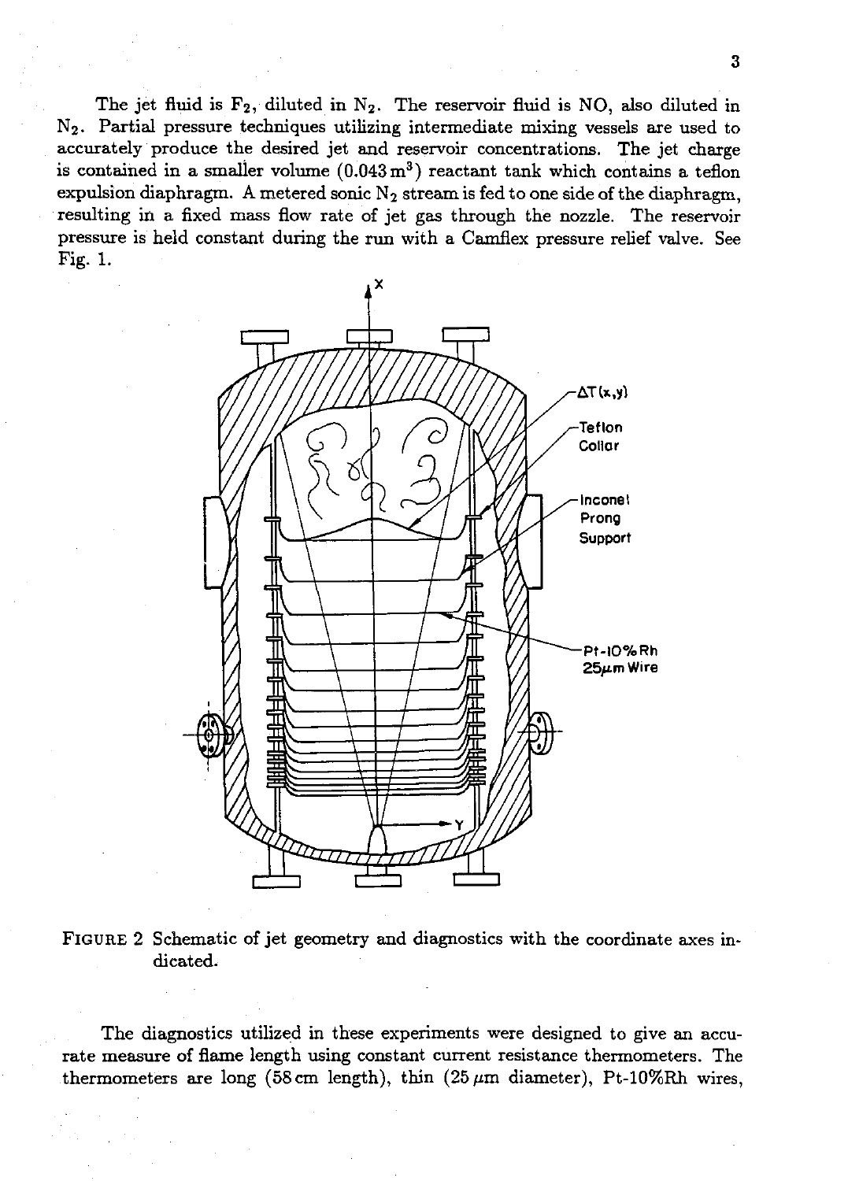The jet fluid is $F_2$, diluted in $N_2$. The reservoir fluid is NO, also diluted in $N_2$. Partial pressure techniques utilizing intermediate mixing vessels are used to accurately produce the desired jet and reservoir concentrations. The jet charge is contained in a smaller volume ($0.043\,\text{m}^3$) reactant tank which contains a teflon expulsion diaphragm. A metered sonic $N_2$ stream is fed to one side of the diaphragm, resulting in a fixed mass flow rate of jet gas through the nozzle. The reservoir pressure is held constant during the run with a Camflex pressure relief valve. See Fig. 1.

X

$\Delta T(x,y)$

Teflon Collar

Inconel Prong Support

Pt-10%Rh 25$\mu$m Wire

Y

FIGURE 2 Schematic of jet geometry and diagnostics with the coordinate axes indicated.

The diagnostics utilized in these experiments were designed to give an accurate measure of flame length using constant current resistance thermometers. The thermometers are long (58 cm length), thin (25 $\mu$m diameter), Pt-10%Rh wires,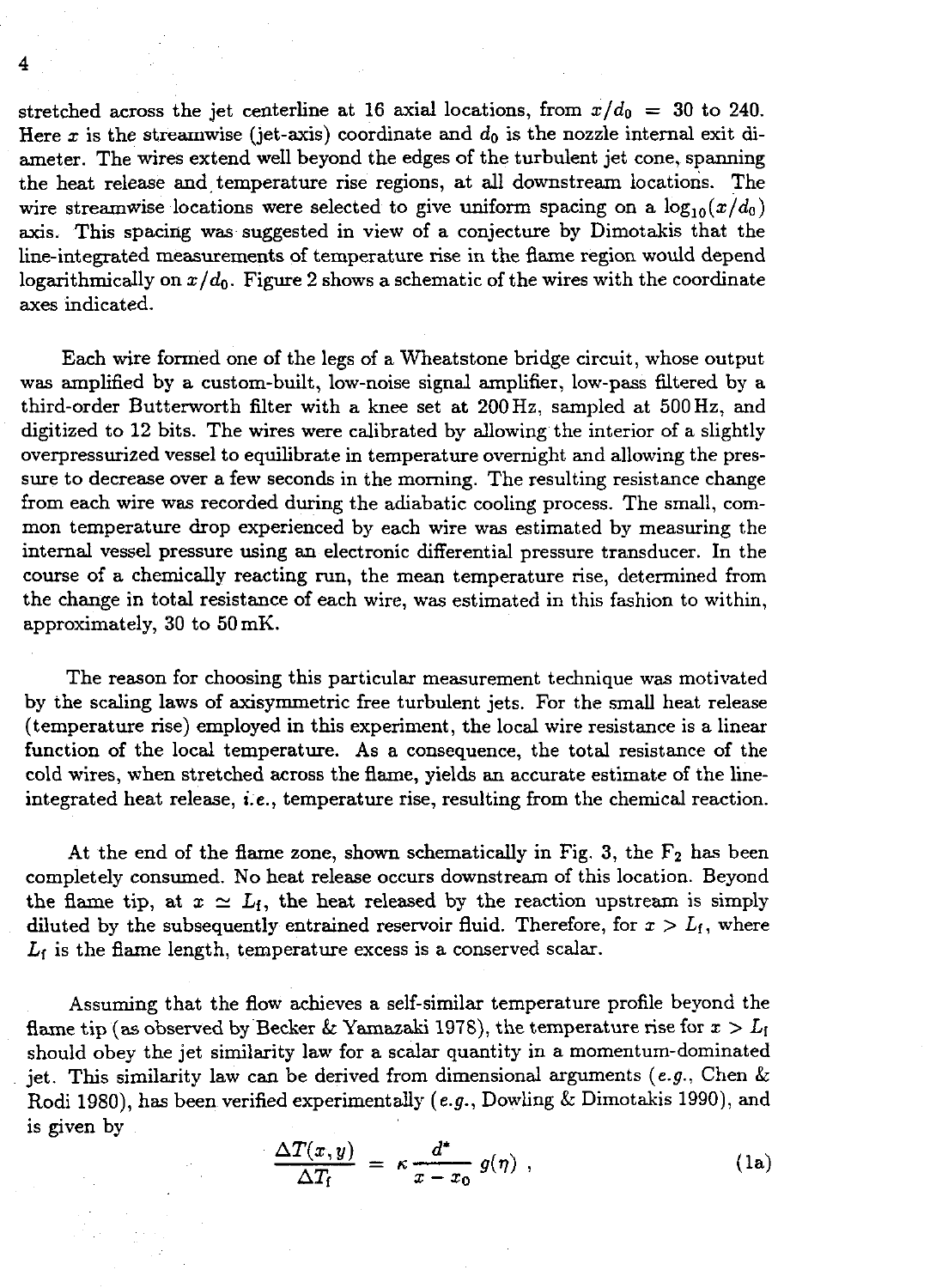stretched across the jet centerline at 16 axial locations, from $x/d_0 = 30$ to 240. Here $x$ is the streamwise (jet-axis) coordinate and $d_0$ is the nozzle internal exit diameter. The wires extend well beyond the edges of the turbulent jet cone, spanning the heat release and temperature rise regions, at all downstream locations. The wire streamwise locations were selected to give uniform spacing on a $\log_{10}(x/d_0)$ axis. This spacing was suggested in view of a conjecture by Dimotakis that the line-integrated measurements of temperature rise in the flame region would depend logarithmically on $x/d_0$. Figure 2 shows a schematic of the wires with the coordinate axes indicated.

Each wire formed one of the legs of a Wheatstone bridge circuit, whose output was amplified by a custom-built, low-noise signal amplifier, low-pass filtered by a third-order Butterworth filter with a knee set at 200 Hz, sampled at 500 Hz, and digitized to 12 bits. The wires were calibrated by allowing the interior of a slightly overpressurized vessel to equilibrate in temperature overnight and allowing the pressure to decrease over a few seconds in the morning. The resulting resistance change from each wire was recorded during the adiabatic cooling process. The small, common temperature drop experienced by each wire was estimated by measuring the internal vessel pressure using an electronic differential pressure transducer. In the course of a chemically reacting run, the mean temperature rise, determined from the change in total resistance of each wire, was estimated in this fashion to within, approximately, 30 to 50 mK.

The reason for choosing this particular measurement technique was motivated by the scaling laws of axisymmetric free turbulent jets. For the small heat release (temperature rise) employed in this experiment, the local wire resistance is a linear function of the local temperature. As a consequence, the total resistance of the cold wires, when stretched across the flame, yields an accurate estimate of the line-integrated heat release, *i.e.*, temperature rise, resulting from the chemical reaction.

At the end of the flame zone, shown schematically in Fig. 3, the $F_2$ has been completely consumed. No heat release occurs downstream of this location. Beyond the flame tip, at $x \simeq L_f$, the heat released by the reaction upstream is simply diluted by the subsequently entrained reservoir fluid. Therefore, for $x > L_f$, where $L_f$ is the flame length, temperature excess is a conserved scalar.

Assuming that the flow achieves a self-similar temperature profile beyond the flame tip (as observed by Becker & Yamazaki 1978), the temperature rise for $x > L_f$ should obey the jet similarity law for a scalar quantity in a momentum-dominated jet. This similarity law can be derived from dimensional arguments (*e.g.*, Chen & Rodi 1980), has been verified experimentally (*e.g.*, Dowling & Dimotakis 1990), and is given by

$$\frac{\Delta T(x,y)}{\Delta T_f} = \kappa \frac{d^*}{x - x_0}\, g(\eta) \,, \tag{1a}$$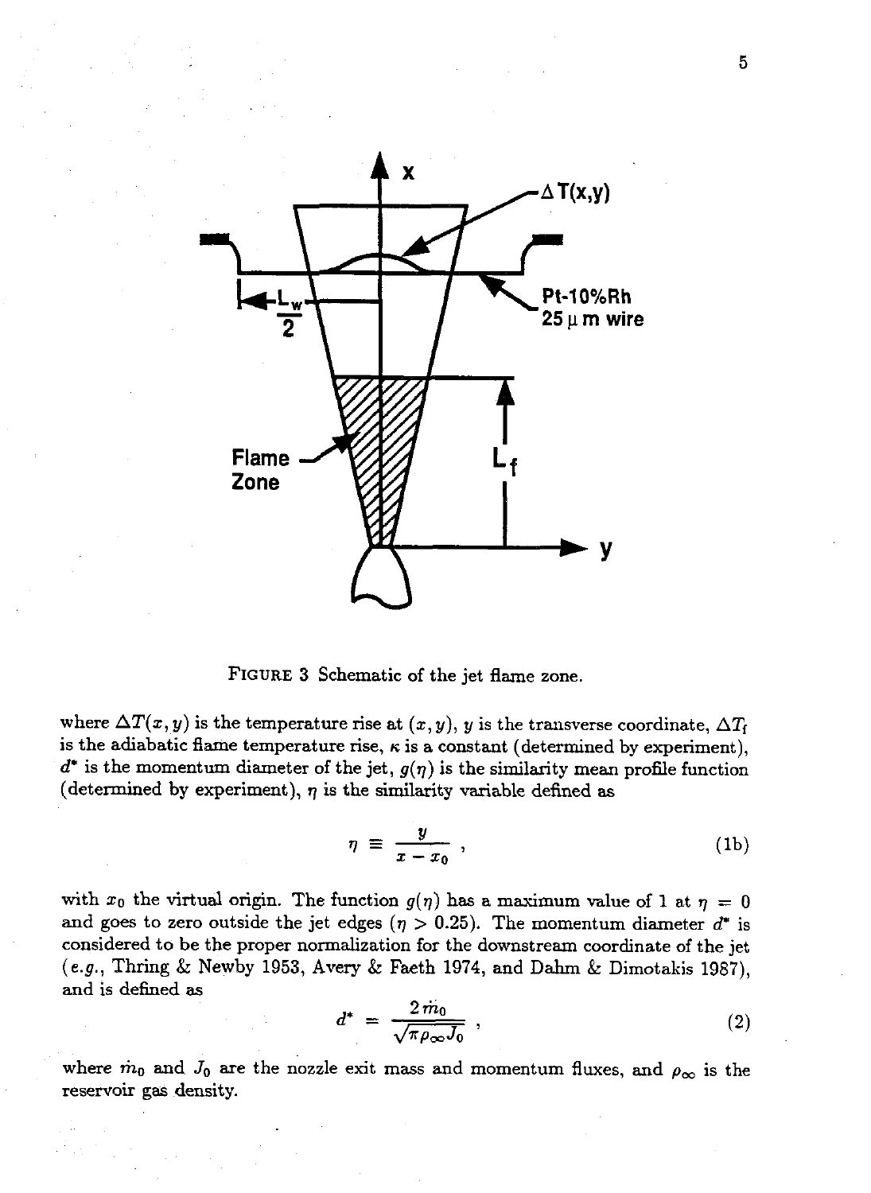X

ΔT(x,y)

$\frac{L_w}{2}$

Pt-10%Rh
25 μm wire

Flame
Zone

$L_f$

y

FIGURE 3 Schematic of the jet flame zone.

where $\Delta T(x, y)$ is the temperature rise at $(x, y)$, $y$ is the transverse coordinate, $\Delta T_f$ is the adiabatic flame temperature rise, $\kappa$ is a constant (determined by experiment), $d^*$ is the momentum diameter of the jet, $g(\eta)$ is the similarity mean profile function (determined by experiment), $\eta$ is the similarity variable defined as

$$\eta \equiv \frac{y}{x - x_0} , \tag{1b}$$

with $x_0$ the virtual origin. The function $g(\eta)$ has a maximum value of 1 at $\eta = 0$ and goes to zero outside the jet edges ($\eta > 0.25$). The momentum diameter $d^*$ is considered to be the proper normalization for the downstream coordinate of the jet (*e.g.*, Thring & Newby 1953, Avery & Faeth 1974, and Dahm & Dimotakis 1987), and is defined as

$$d^* = \frac{2\,\dot{m}_0}{\sqrt{\pi \rho_\infty J_0}} , \tag{2}$$

where $\dot{m}_0$ and $J_0$ are the nozzle exit mass and momentum fluxes, and $\rho_\infty$ is the reservoir gas density.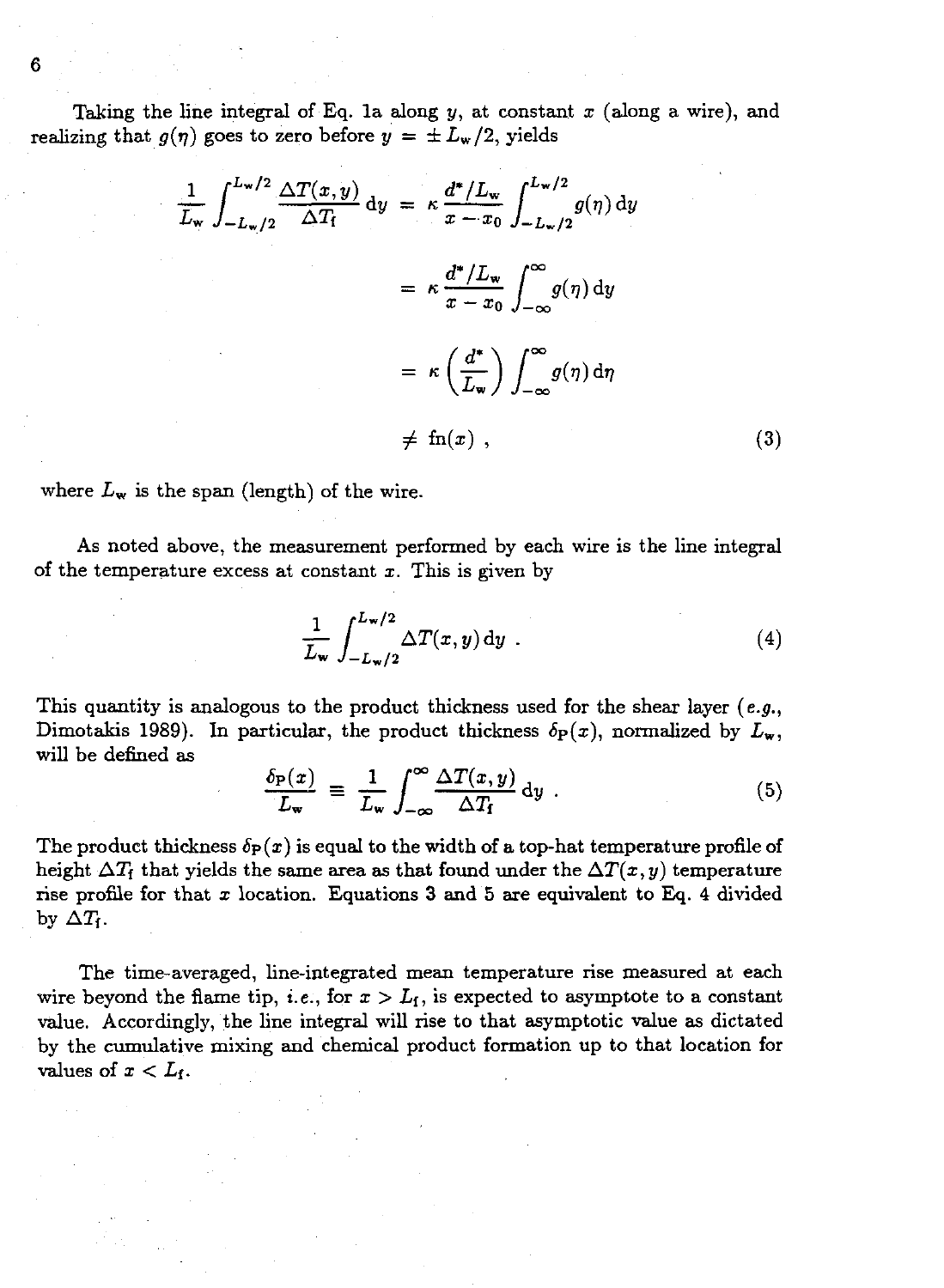Taking the line integral of Eq. 1a along $y$, at constant $x$ (along a wire), and realizing that $g(\eta)$ goes to zero before $y = \pm L_w/2$, yields

$$
\begin{aligned}
\frac{1}{L_w}\int_{-L_w/2}^{L_w/2} \frac{\Delta T(x,y)}{\Delta T_f}\,dy &= \kappa \frac{d^*/L_w}{x - x_0}\int_{-L_w/2}^{L_w/2} g(\eta)\,dy \\
&= \kappa \frac{d^*/L_w}{x - x_0}\int_{-\infty}^{\infty} g(\eta)\,dy \\
&= \kappa \left(\frac{d^*}{L_w}\right)\int_{-\infty}^{\infty} g(\eta)\,d\eta \\
&\neq \mathrm{fn}(x)\ ,
\end{aligned}
\tag{3}
$$

where $L_w$ is the span (length) of the wire.

As noted above, the measurement performed by each wire is the line integral of the temperature excess at constant $x$. This is given by

$$
\frac{1}{L_w}\int_{-L_w/2}^{L_w/2} \Delta T(x,y)\,dy\ . \tag{4}
$$

This quantity is analogous to the product thickness used for the shear layer (*e.g.*, Dimotakis 1989). In particular, the product thickness $\delta_P(x)$, normalized by $L_w$, will be defined as

$$
\frac{\delta_P(x)}{L_w} \equiv \frac{1}{L_w}\int_{-\infty}^{\infty} \frac{\Delta T(x,y)}{\Delta T_f}\,dy\ . \tag{5}
$$

The product thickness $\delta_P(x)$ is equal to the width of a top-hat temperature profile of height $\Delta T_f$ that yields the same area as that found under the $\Delta T(x,y)$ temperature rise profile for that $x$ location. Equations 3 and 5 are equivalent to Eq. 4 divided by $\Delta T_f$.

The time-averaged, line-integrated mean temperature rise measured at each wire beyond the flame tip, *i.e.*, for $x > L_f$, is expected to asymptote to a constant value. Accordingly, the line integral will rise to that asymptotic value as dictated by the cumulative mixing and chemical product formation up to that location for values of $x < L_f$.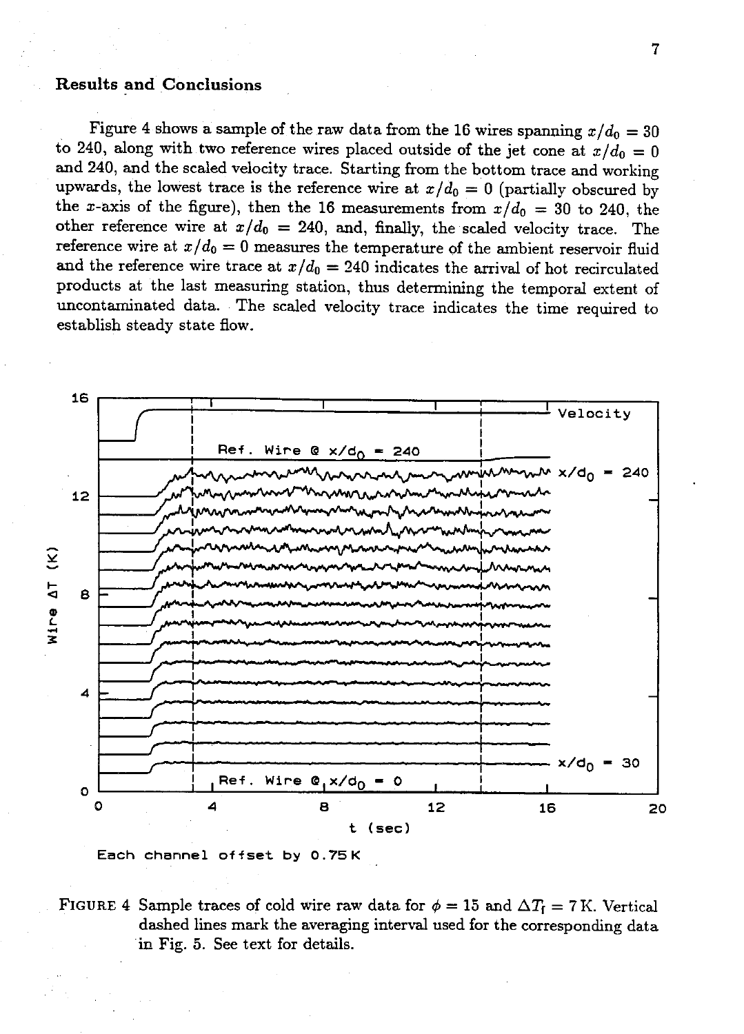## Results and Conclusions

Figure 4 shows a sample of the raw data from the 16 wires spanning $x/d_0 = 30$ to 240, along with two reference wires placed outside of the jet cone at $x/d_0 = 0$ and 240, and the scaled velocity trace. Starting from the bottom trace and working upwards, the lowest trace is the reference wire at $x/d_0 = 0$ (partially obscured by the $x$-axis of the figure), then the 16 measurements from $x/d_0 = 30$ to 240, the other reference wire at $x/d_0 = 240$, and, finally, the scaled velocity trace. The reference wire at $x/d_0 = 0$ measures the temperature of the ambient reservoir fluid and the reference wire trace at $x/d_0 = 240$ indicates the arrival of hot recirculated products at the last measuring station, thus determining the temporal extent of uncontaminated data. The scaled velocity trace indicates the time required to establish steady state flow.

Velocity

Ref. Wire @ x/d0 = 240

x/d0 = 240

x/d0 = 30

Ref. Wire @ x/d0 = 0

Wire ΔT (K)

0
4
8
12
16

t (sec)

0
4
8
12
16
20

Each channel offset by 0.75 K

FIGURE 4 Sample traces of cold wire raw data for $\phi = 15$ and $\Delta T_f = 7\,\text{K}$. Vertical dashed lines mark the averaging interval used for the corresponding data in Fig. 5. See text for details.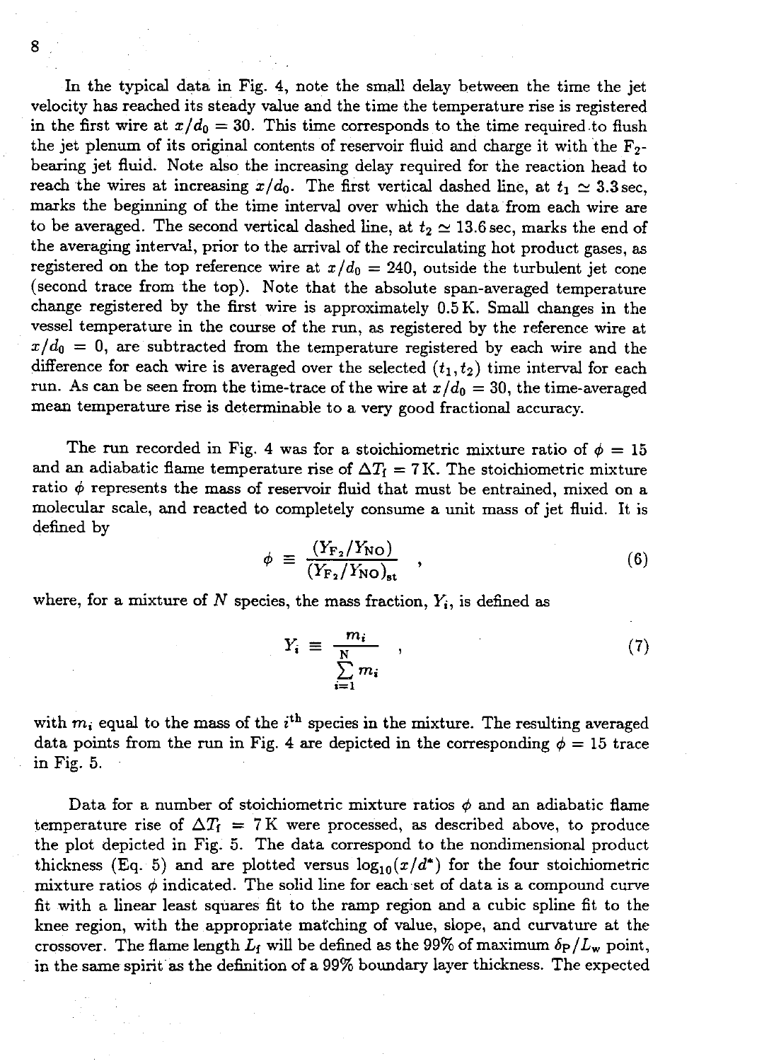In the typical data in Fig. 4, note the small delay between the time the jet velocity has reached its steady value and the time the temperature rise is registered in the first wire at $x/d_0 = 30$. This time corresponds to the time required to flush the jet plenum of its original contents of reservoir fluid and charge it with the $F_2$-bearing jet fluid. Note also the increasing delay required for the reaction head to reach the wires at increasing $x/d_0$. The first vertical dashed line, at $t_1 \simeq 3.3\,\text{sec}$, marks the beginning of the time interval over which the data from each wire are to be averaged. The second vertical dashed line, at $t_2 \simeq 13.6\,\text{sec}$, marks the end of the averaging interval, prior to the arrival of the recirculating hot product gases, as registered on the top reference wire at $x/d_0 = 240$, outside the turbulent jet cone (second trace from the top). Note that the absolute span-averaged temperature change registered by the first wire is approximately 0.5 K. Small changes in the vessel temperature in the course of the run, as registered by the reference wire at $x/d_0 = 0$, are subtracted from the temperature registered by each wire and the difference for each wire is averaged over the selected $(t_1, t_2)$ time interval for each run. As can be seen from the time-trace of the wire at $x/d_0 = 30$, the time-averaged mean temperature rise is determinable to a very good fractional accuracy.

The run recorded in Fig. 4 was for a stoichiometric mixture ratio of $\phi = 15$ and an adiabatic flame temperature rise of $\Delta T_f = 7\,\text{K}$. The stoichiometric mixture ratio $\phi$ represents the mass of reservoir fluid that must be entrained, mixed on a molecular scale, and reacted to completely consume a unit mass of jet fluid. It is defined by

$$\phi \equiv \frac{(Y_{F_2}/Y_{NO})}{(Y_{F_2}/Y_{NO})_{st}} \quad , \tag{6}$$

where, for a mixture of $N$ species, the mass fraction, $Y_i$, is defined as

$$Y_i \equiv \frac{m_i}{\sum\limits_{i=1}^{N} m_i} \quad , \tag{7}$$

with $m_i$ equal to the mass of the $i^{\text{th}}$ species in the mixture. The resulting averaged data points from the run in Fig. 4 are depicted in the corresponding $\phi = 15$ trace in Fig. 5.

Data for a number of stoichiometric mixture ratios $\phi$ and an adiabatic flame temperature rise of $\Delta T_f = 7\,\text{K}$ were processed, as described above, to produce the plot depicted in Fig. 5. The data correspond to the nondimensional product thickness (Eq. 5) and are plotted versus $\log_{10}(x/d^*)$ for the four stoichiometric mixture ratios $\phi$ indicated. The solid line for each set of data is a compound curve fit with a linear least squares fit to the ramp region and a cubic spline fit to the knee region, with the appropriate matching of value, slope, and curvature at the crossover. The flame length $L_f$ will be defined as the 99% of maximum $\delta_P/L_w$ point, in the same spirit as the definition of a 99% boundary layer thickness. The expected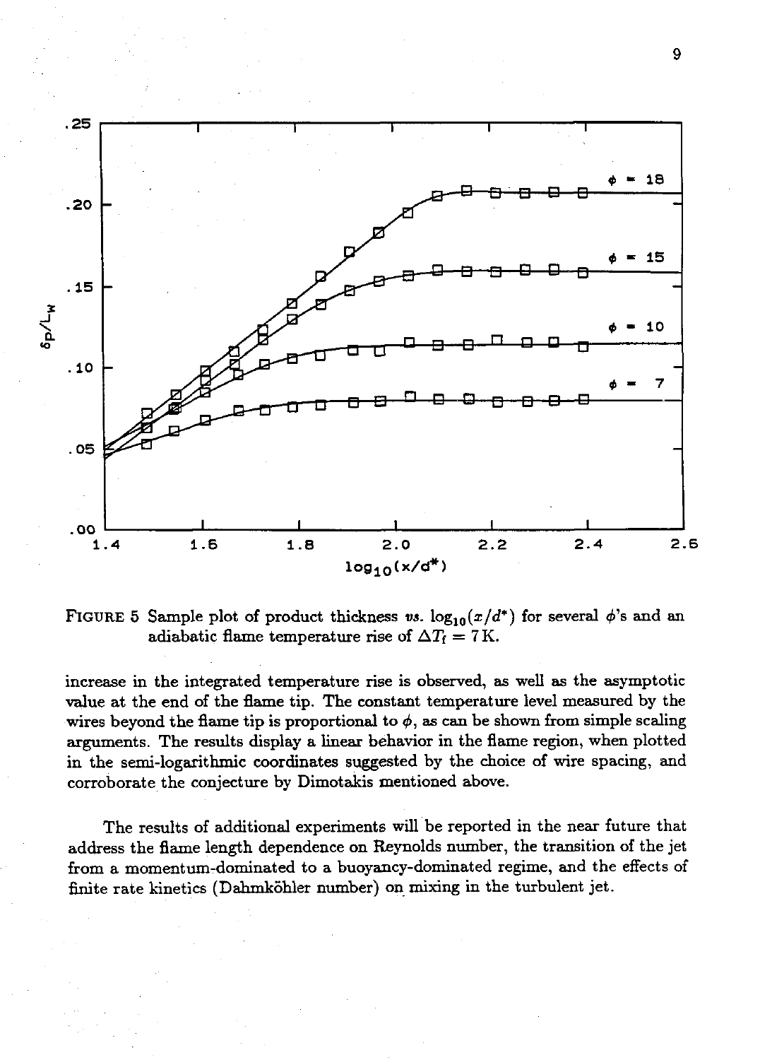.25

.20

.15

.10

.05

.00

1.4 1.6 1.8 2.0 2.2 2.4 2.6

$\delta_P/L_W$

$\log_{10}(x/d^*)$

$\phi$ = 18

$\phi$ = 15

$\phi$ = 10

$\phi$ = 7

FIGURE 5 Sample plot of product thickness *vs.* $\log_{10}(x/d^*)$ for several $\phi$'s and an adiabatic flame temperature rise of $\Delta T_f = 7\,\text{K}$.

increase in the integrated temperature rise is observed, as well as the asymptotic value at the end of the flame tip. The constant temperature level measured by the wires beyond the flame tip is proportional to $\phi$, as can be shown from simple scaling arguments. The results display a linear behavior in the flame region, when plotted in the semi-logarithmic coordinates suggested by the choice of wire spacing, and corroborate the conjecture by Dimotakis mentioned above.

The results of additional experiments will be reported in the near future that address the flame length dependence on Reynolds number, the transition of the jet from a momentum-dominated to a buoyancy-dominated regime, and the effects of finite rate kinetics (Dahmköhler number) on mixing in the turbulent jet.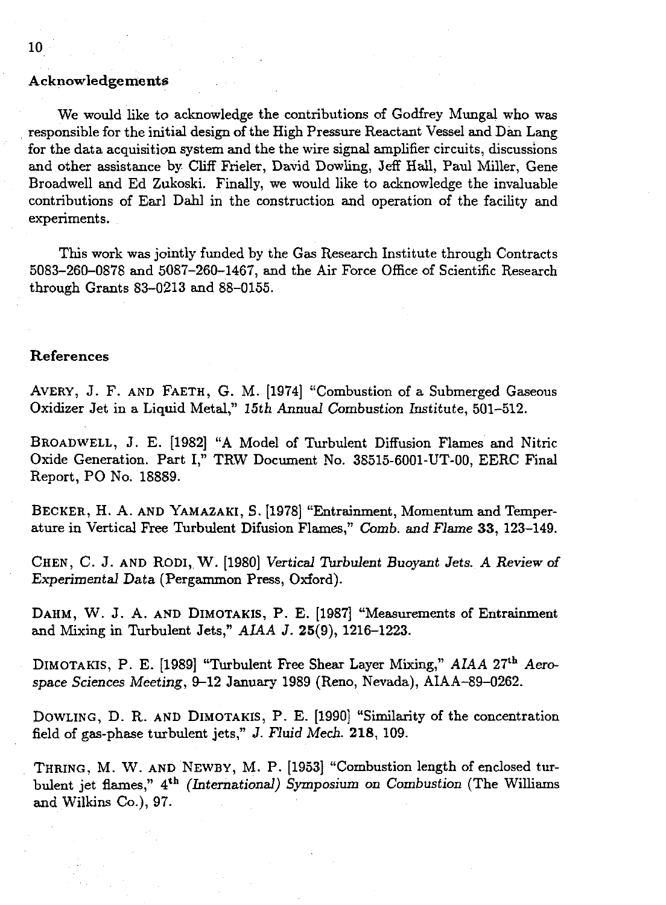## Acknowledgements

We would like to acknowledge the contributions of Godfrey Mungal who was responsible for the initial design of the High Pressure Reactant Vessel and Dan Lang for the data acquisition system and the the wire signal amplifier circuits, discussions and other assistance by Cliff Frieler, David Dowling, Jeff Hall, Paul Miller, Gene Broadwell and Ed Zukoski. Finally, we would like to acknowledge the invaluable contributions of Earl Dahl in the construction and operation of the facility and experiments.

This work was jointly funded by the Gas Research Institute through Contracts 5083–260–0878 and 5087–260–1467, and the Air Force Office of Scientific Research through Grants 83–0213 and 88–0155.

## References

AVERY, J. F. AND FAETH, G. M. [1974] "Combustion of a Submerged Gaseous Oxidizer Jet in a Liquid Metal," *15th Annual Combustion Institute*, 501–512.

BROADWELL, J. E. [1982] "A Model of Turbulent Diffusion Flames and Nitric Oxide Generation. Part I," TRW Document No. 38515-6001-UT-00, EERC Final Report, PO No. 18889.

BECKER, H. A. AND YAMAZAKI, S. [1978] "Entrainment, Momentum and Temperature in Vertical Free Turbulent Difusion Flames," *Comb. and Flame* **33**, 123–149.

CHEN, C. J. AND RODI, W. [1980] *Vertical Turbulent Buoyant Jets. A Review of Experimental Data* (Pergammon Press, Oxford).

DAHM, W. J. A. AND DIMOTAKIS, P. E. [1987] "Measurements of Entrainment and Mixing in Turbulent Jets," *AIAA J.* **25**(9), 1216–1223.

DIMOTAKIS, P. E. [1989] "Turbulent Free Shear Layer Mixing," *AIAA 27th Aerospace Sciences Meeting*, 9–12 January 1989 (Reno, Nevada), AIAA–89–0262.

DOWLING, D. R. AND DIMOTAKIS, P. E. [1990] "Similarity of the concentration field of gas-phase turbulent jets," *J. Fluid Mech.* **218**, 109.

THRING, M. W. AND NEWBY, M. P. [1953] "Combustion length of enclosed turbulent jet flames," *4th (International) Symposium on Combustion* (The Williams and Wilkins Co.), 97.